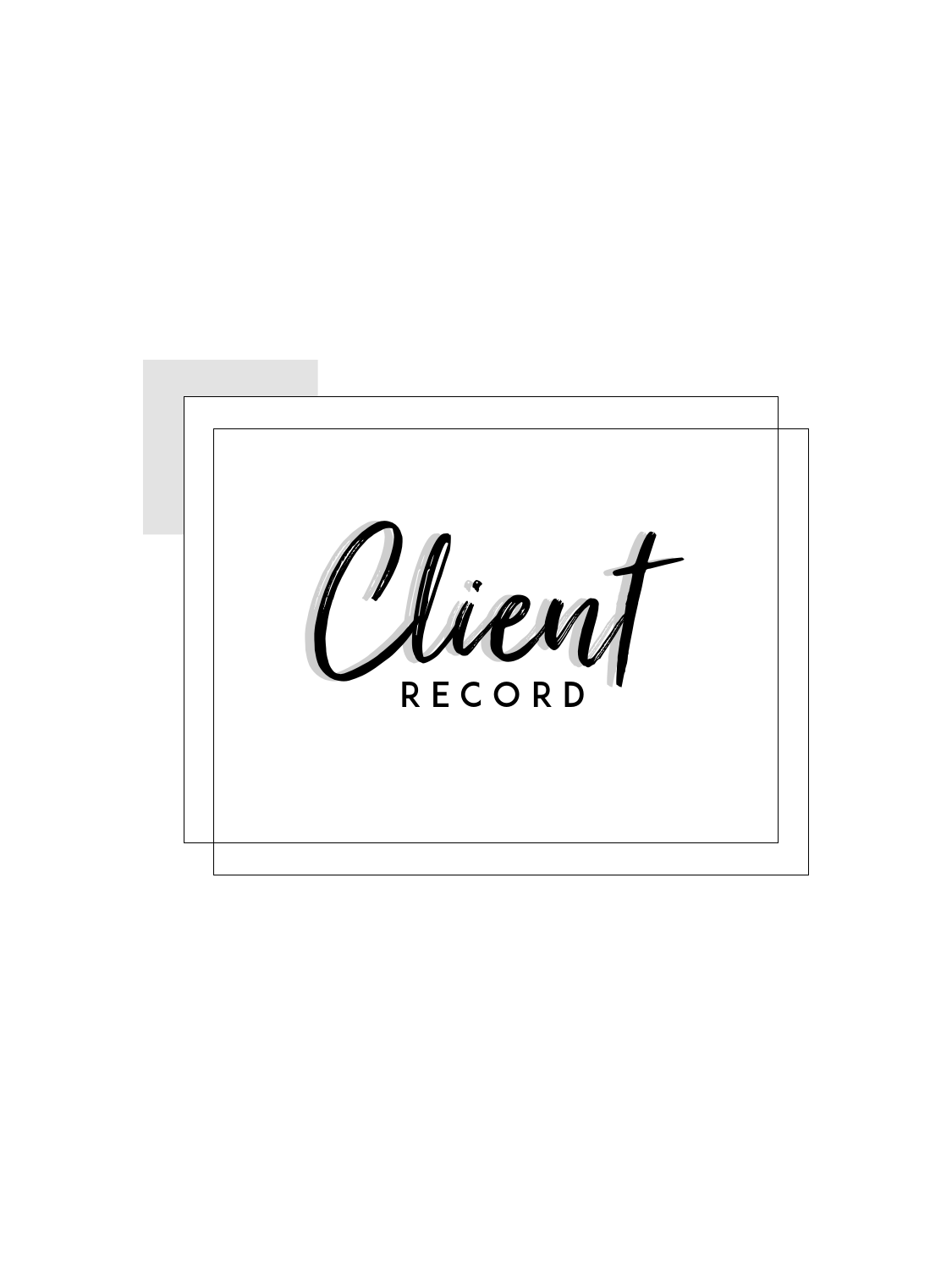# Client

## RECORD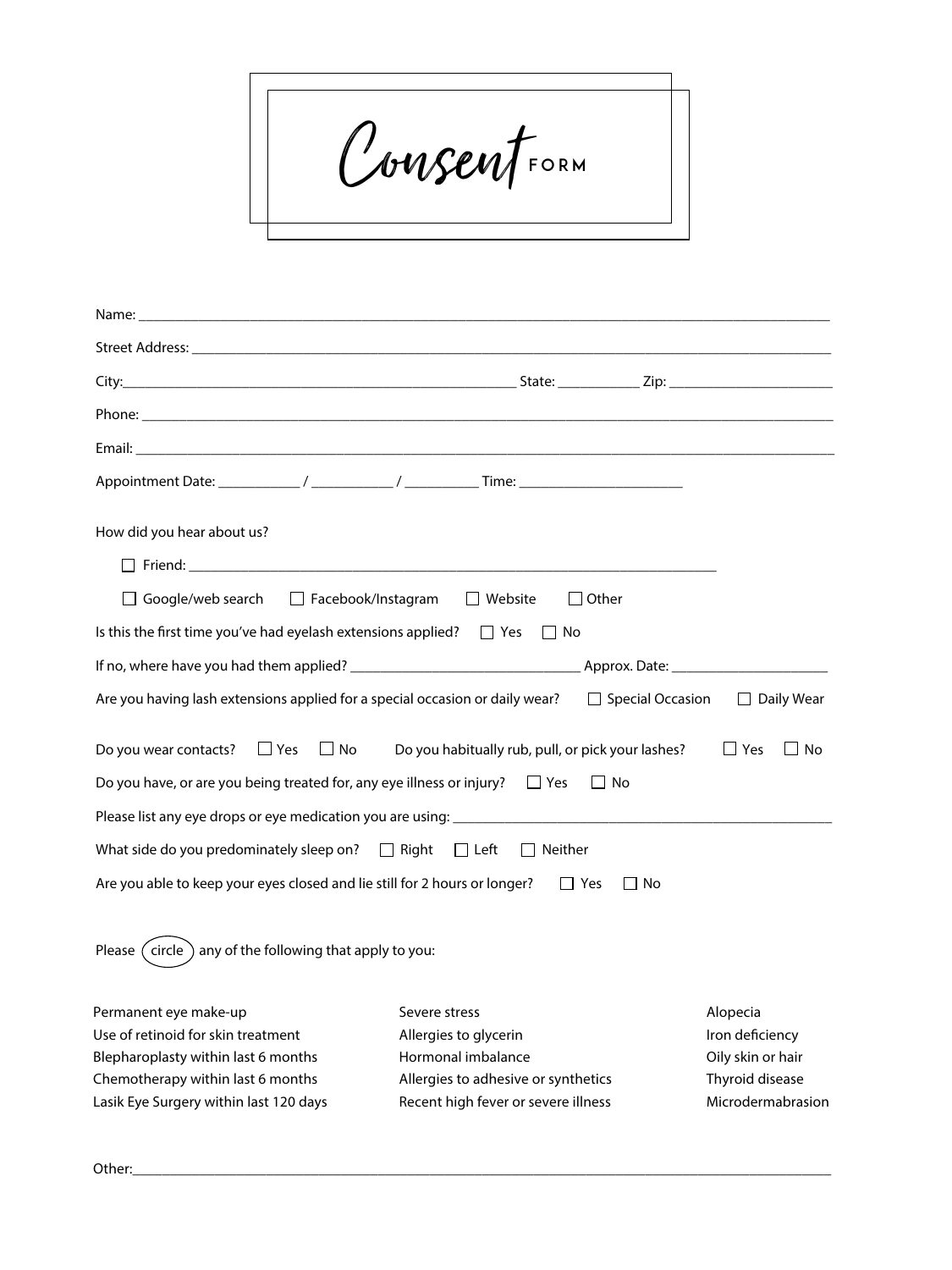# Consent FORM

Name: ______________________________________________________________________________

Street Address: ______________________________________________________________________

City:____________________________________________ State: __________ Zip: __________________

Phone: ______________________________________________________________________________

Email: ______________________________________________________________________________

Appointment Date: __________ / __________ / __________ Time: ____________________

How did you hear about us?

- ☐ Friend: ________________________________________________________________

☐ Google/web search ☐ Facebook/Instagram ☐ Website ☐ Other

Is this the first time you've had eyelash extensions applied? ☐ Yes ☐ No

If no, where have you had them applied? ____________________________ Approx. Date: ____________________

Are you having lash extensions applied for a special occasion or daily wear? ☐ Special Occasion ☐ Daily Wear

Do you wear contacts? ☐ Yes ☐ No Do you habitually rub, pull, or pick your lashes? ☐ Yes ☐ No

Do you have, or are you being treated for, any eye illness or injury? ☐ Yes ☐ No

Please list any eye drops or eye medication you are using: ______________________________________________

What side do you predominately sleep on? ☐ Right ☐ Left ☐ Neither

Are you able to keep your eyes closed and lie still for 2 hours or longer? ☐ Yes ☐ No

Please (circle) any of the following that apply to you:

| | | |
|---|---|---|
| Permanent eye make-up | Severe stress | Alopecia |
| Use of retinoid for skin treatment | Allergies to glycerin | Iron deficiency |
| Blepharoplasty within last 6 months | Hormonal imbalance | Oily skin or hair |
| Chemotherapy within last 6 months | Allergies to adhesive or synthetics | Thyroid disease |
| Lasik Eye Surgery within last 120 days | Recent high fever or severe illness | Microdermabrasion |

Other:______________________________________________________________________________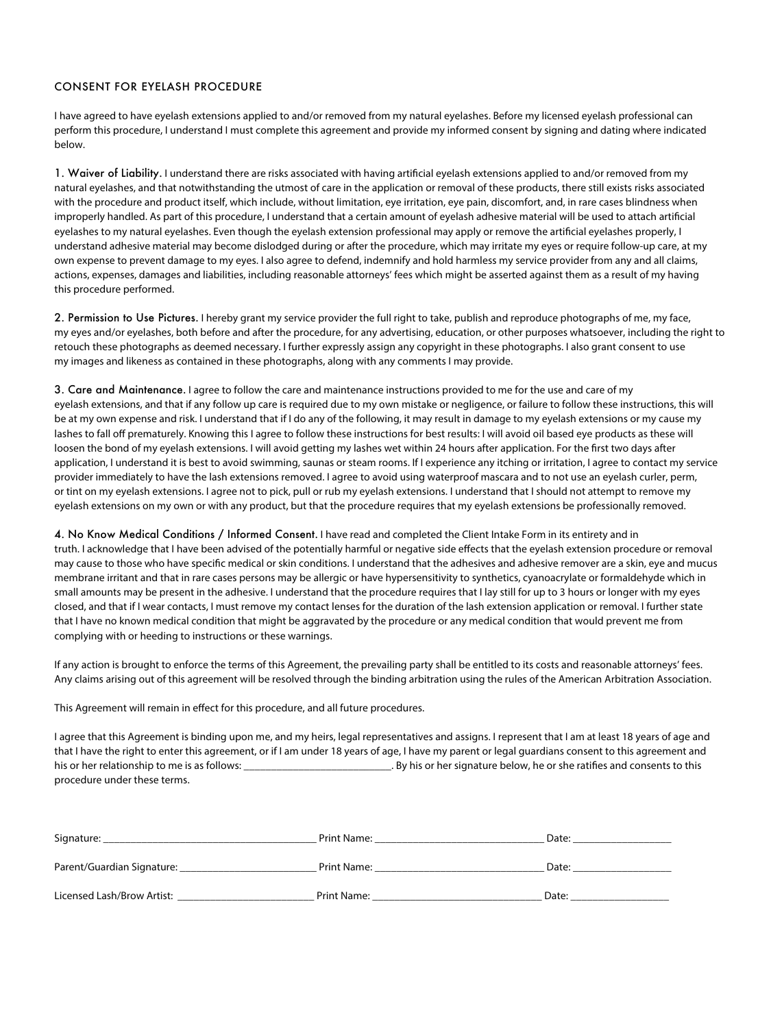## CONSENT FOR EYELASH PROCEDURE

I have agreed to have eyelash extensions applied to and/or removed from my natural eyelashes. Before my licensed eyelash professional can perform this procedure, I understand I must complete this agreement and provide my informed consent by signing and dating where indicated below.

**1. Waiver of Liability.** I understand there are risks associated with having artificial eyelash extensions applied to and/or removed from my natural eyelashes, and that notwithstanding the utmost of care in the application or removal of these products, there still exists risks associated with the procedure and product itself, which include, without limitation, eye irritation, eye pain, discomfort, and, in rare cases blindness when improperly handled. As part of this procedure, I understand that a certain amount of eyelash adhesive material will be used to attach artificial eyelashes to my natural eyelashes. Even though the eyelash extension professional may apply or remove the artificial eyelashes properly, I understand adhesive material may become dislodged during or after the procedure, which may irritate my eyes or require follow-up care, at my own expense to prevent damage to my eyes. I also agree to defend, indemnify and hold harmless my service provider from any and all claims, actions, expenses, damages and liabilities, including reasonable attorneys' fees which might be asserted against them as a result of my having this procedure performed.

**2. Permission to Use Pictures.** I hereby grant my service provider the full right to take, publish and reproduce photographs of me, my face, my eyes and/or eyelashes, both before and after the procedure, for any advertising, education, or other purposes whatsoever, including the right to retouch these photographs as deemed necessary. I further expressly assign any copyright in these photographs. I also grant consent to use my images and likeness as contained in these photographs, along with any comments I may provide.

**3. Care and Maintenance.** I agree to follow the care and maintenance instructions provided to me for the use and care of my eyelash extensions, and that if any follow up care is required due to my own mistake or negligence, or failure to follow these instructions, this will be at my own expense and risk. I understand that if I do any of the following, it may result in damage to my eyelash extensions or my cause my lashes to fall off prematurely. Knowing this I agree to follow these instructions for best results: I will avoid oil based eye products as these will loosen the bond of my eyelash extensions. I will avoid getting my lashes wet within 24 hours after application. For the first two days after application, I understand it is best to avoid swimming, saunas or steam rooms. If I experience any itching or irritation, I agree to contact my service provider immediately to have the lash extensions removed. I agree to avoid using waterproof mascara and to not use an eyelash curler, perm, or tint on my eyelash extensions. I agree not to pick, pull or rub my eyelash extensions. I understand that I should not attempt to remove my eyelash extensions on my own or with any product, but that the procedure requires that my eyelash extensions be professionally removed.

**4. No Know Medical Conditions / Informed Consent.** I have read and completed the Client Intake Form in its entirety and in truth. I acknowledge that I have been advised of the potentially harmful or negative side effects that the eyelash extension procedure or removal may cause to those who have specific medical or skin conditions. I understand that the adhesives and adhesive remover are a skin, eye and mucus membrane irritant and that in rare cases persons may be allergic or have hypersensitivity to synthetics, cyanoacrylate or formaldehyde which in small amounts may be present in the adhesive. I understand that the procedure requires that I lay still for up to 3 hours or longer with my eyes closed, and that if I wear contacts, I must remove my contact lenses for the duration of the lash extension application or removal. I further state that I have no known medical condition that might be aggravated by the procedure or any medical condition that would prevent me from complying with or heeding to instructions or these warnings.

If any action is brought to enforce the terms of this Agreement, the prevailing party shall be entitled to its costs and reasonable attorneys' fees. Any claims arising out of this agreement will be resolved through the binding arbitration using the rules of the American Arbitration Association.

This Agreement will remain in effect for this procedure, and all future procedures.

I agree that this Agreement is binding upon me, and my heirs, legal representatives and assigns. I represent that I am at least 18 years of age and that I have the right to enter this agreement, or if I am under 18 years of age, I have my parent or legal guardians consent to this agreement and his or her relationship to me is as follows: ___________________________. By his or her signature below, he or she ratifies and consents to this procedure under these terms.

Signature: ________________________ Print Name: ________________________ Date: ______________

Parent/Guardian Signature: ________________________ Print Name: ________________________ Date: ______________

Licensed Lash/Brow Artist: ________________________ Print Name: ________________________ Date: ______________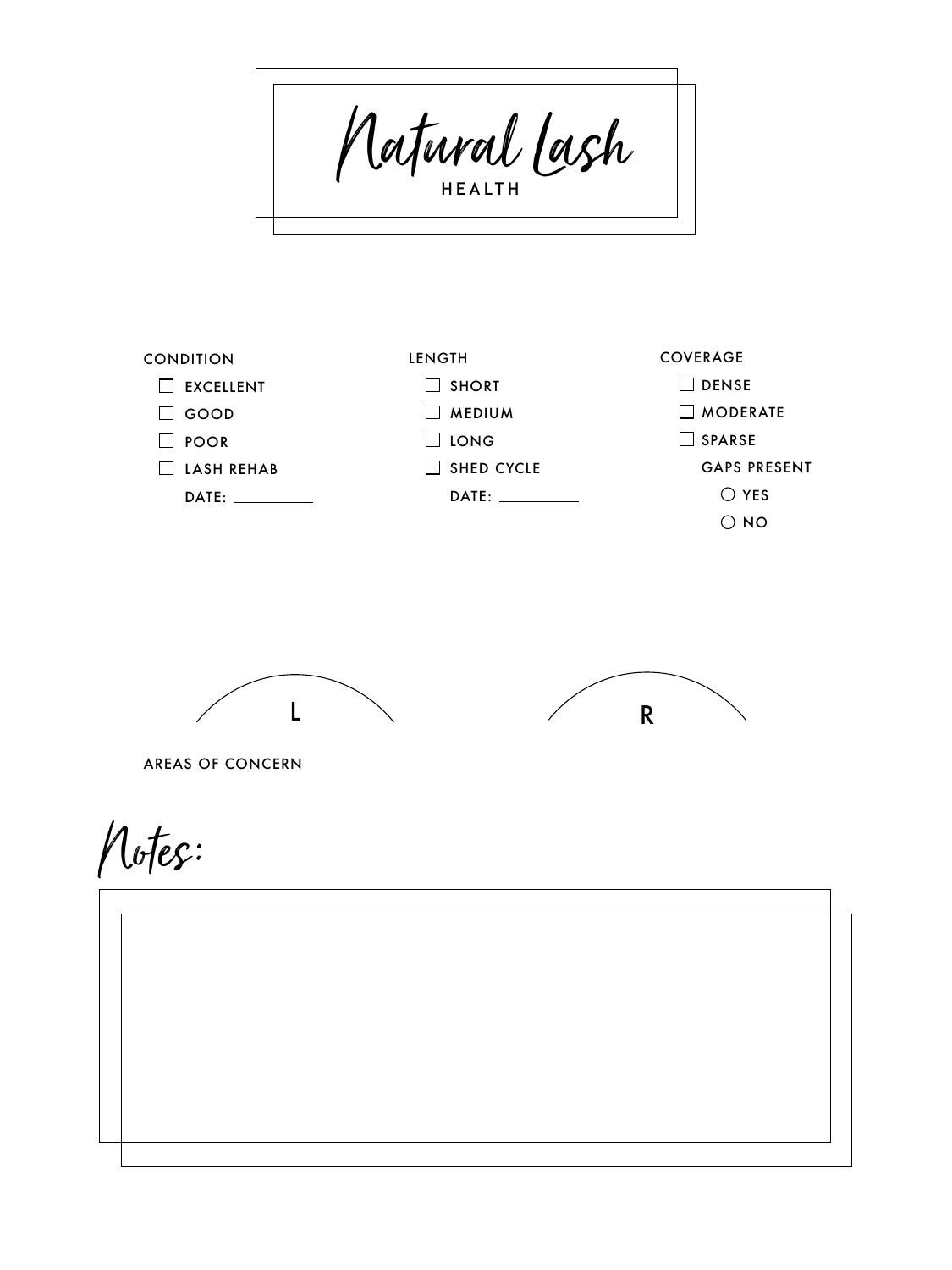# Natural Lash

## HEALTH

**CONDITION**

- ☐ EXCELLENT
- ☐ GOOD
- ☐ POOR
- ☐ LASH REHAB

DATE: __________

**LENGTH**

- ☐ SHORT
- ☐ MEDIUM
- ☐ LONG
- ☐ SHED CYCLE

DATE: __________

**COVERAGE**

- ☐ DENSE
- ☐ MODERATE
- ☐ SPARSE

GAPS PRESENT

- ○ YES
- ○ NO

L

R

AREAS OF CONCERN

## Notes: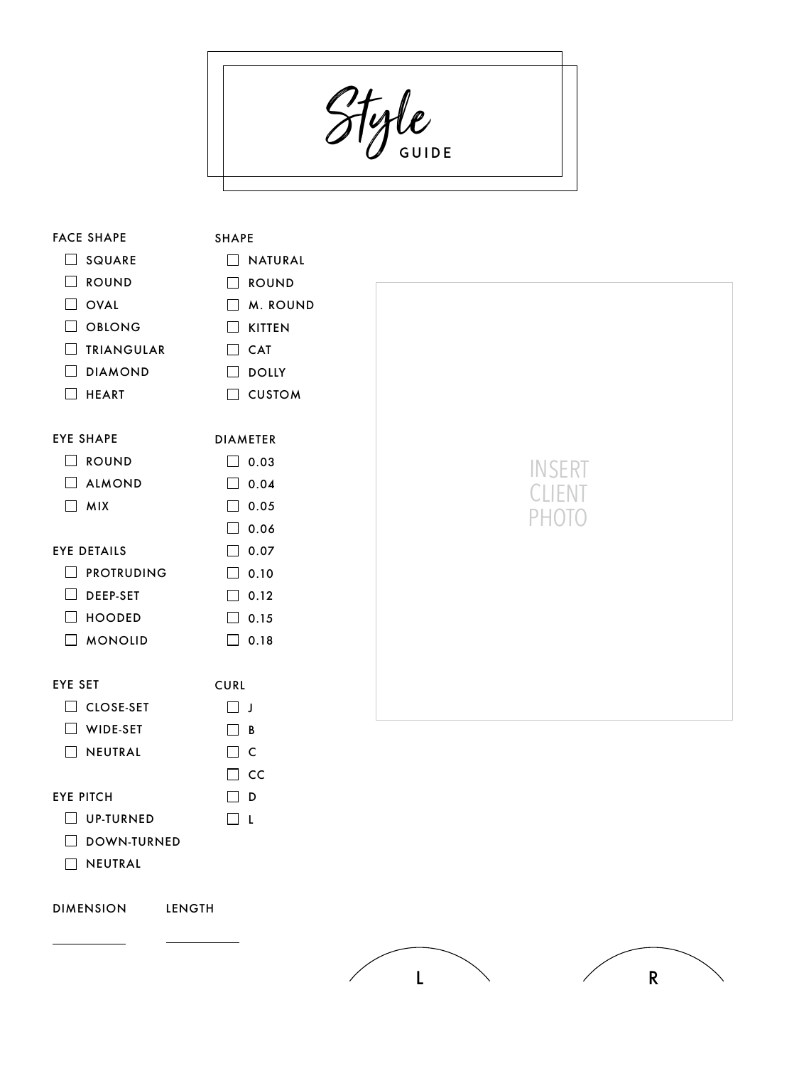# *Style* GUIDE

**FACE SHAPE**

- ☐ SQUARE
- ☐ ROUND
- ☐ OVAL
- ☐ OBLONG
- ☐ TRIANGULAR
- ☐ DIAMOND
- ☐ HEART

**EYE SHAPE**

- ☐ ROUND
- ☐ ALMOND
- ☐ MIX

**EYE DETAILS**

- ☐ PROTRUDING
- ☐ DEEP-SET
- ☐ HOODED
- ☐ MONOLID

**EYE SET**

- ☐ CLOSE-SET
- ☐ WIDE-SET
- ☐ NEUTRAL

**EYE PITCH**

- ☐ UP-TURNED
- ☐ DOWN-TURNED
- ☐ NEUTRAL

**SHAPE**

- ☐ NATURAL
- ☐ ROUND
- ☐ M. ROUND
- ☐ KITTEN
- ☐ CAT
- ☐ DOLLY
- ☐ CUSTOM

**DIAMETER**

- ☐ 0.03
- ☐ 0.04
- ☐ 0.05
- ☐ 0.06
- ☐ 0.07
- ☐ 0.10
- ☐ 0.12
- ☐ 0.15
- ☐ 0.18

**CURL**

- ☐ J
- ☐ B
- ☐ C
- ☐ CC
- ☐ D
- ☐ L

INSERT CLIENT PHOTO

**DIMENSION** __________

**LENGTH** __________

L

R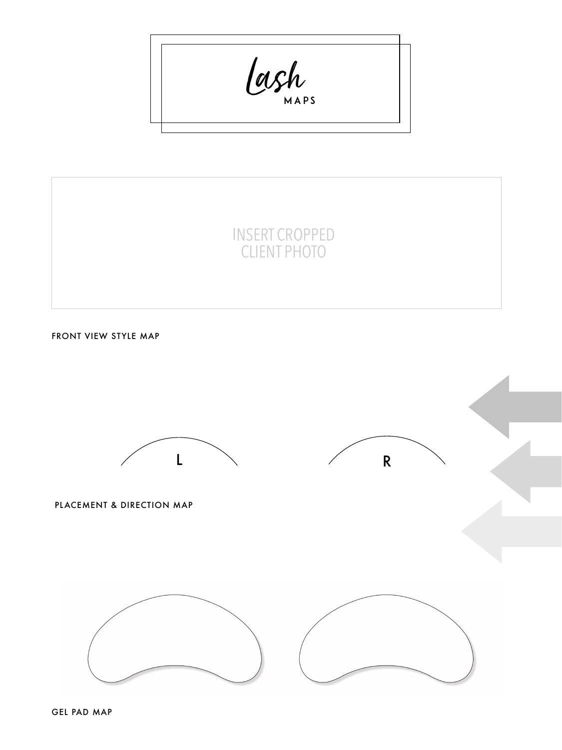# *Lash* MAPS

INSERT CROPPED
CLIENT PHOTO

FRONT VIEW STYLE MAP

L

R

PLACEMENT & DIRECTION MAP

GEL PAD MAP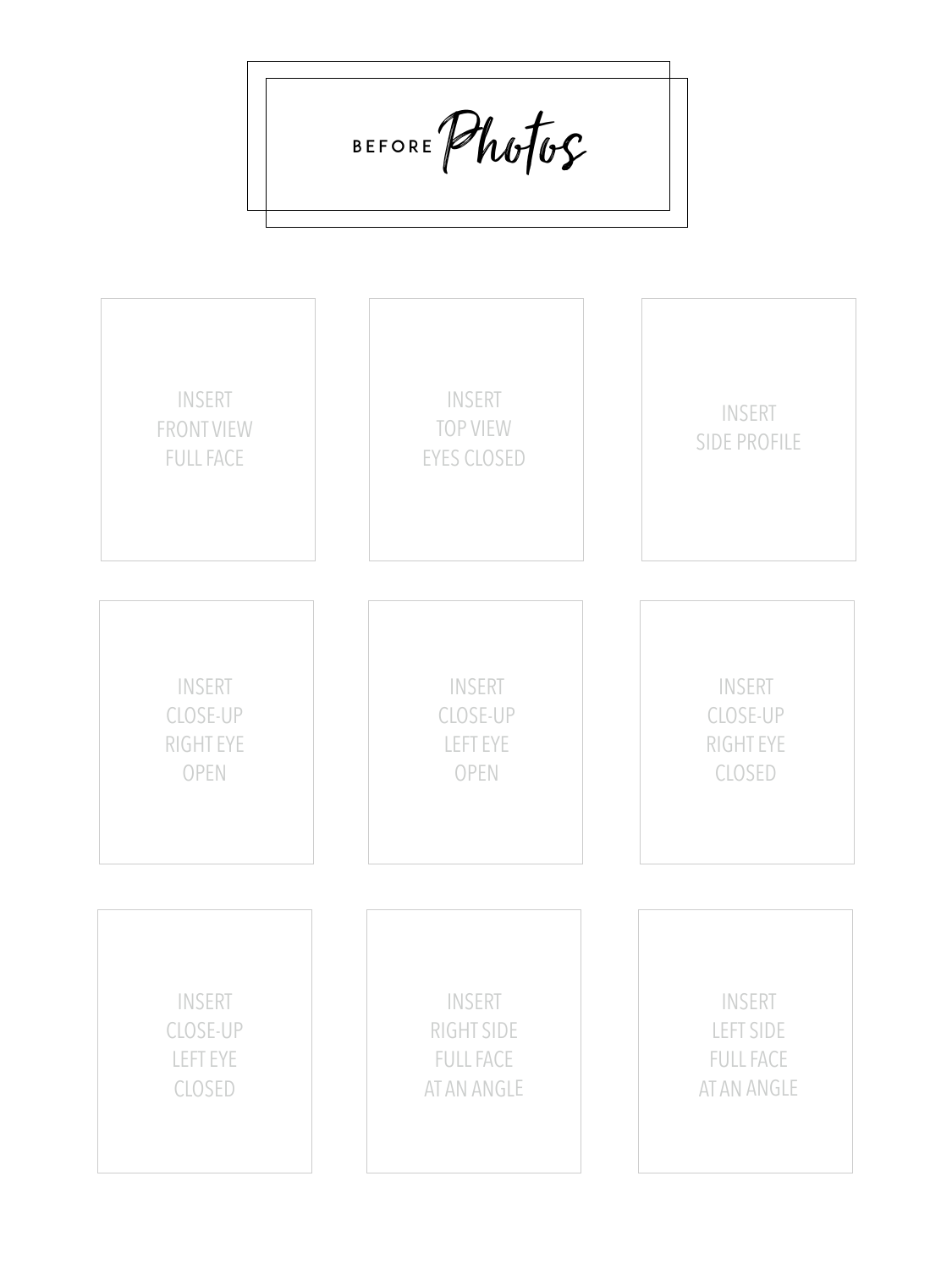# BEFORE Photos

INSERT
FRONT VIEW
FULL FACE

INSERT
TOP VIEW
EYES CLOSED

INSERT
SIDE PROFILE

INSERT
CLOSE-UP
RIGHT EYE
OPEN

INSERT
CLOSE-UP
LEFT EYE
OPEN

INSERT
CLOSE-UP
RIGHT EYE
CLOSED

INSERT
CLOSE-UP
LEFT EYE
CLOSED

INSERT
RIGHT SIDE
FULL FACE
AT AN ANGLE

INSERT
LEFT SIDE
FULL FACE
AT AN ANGLE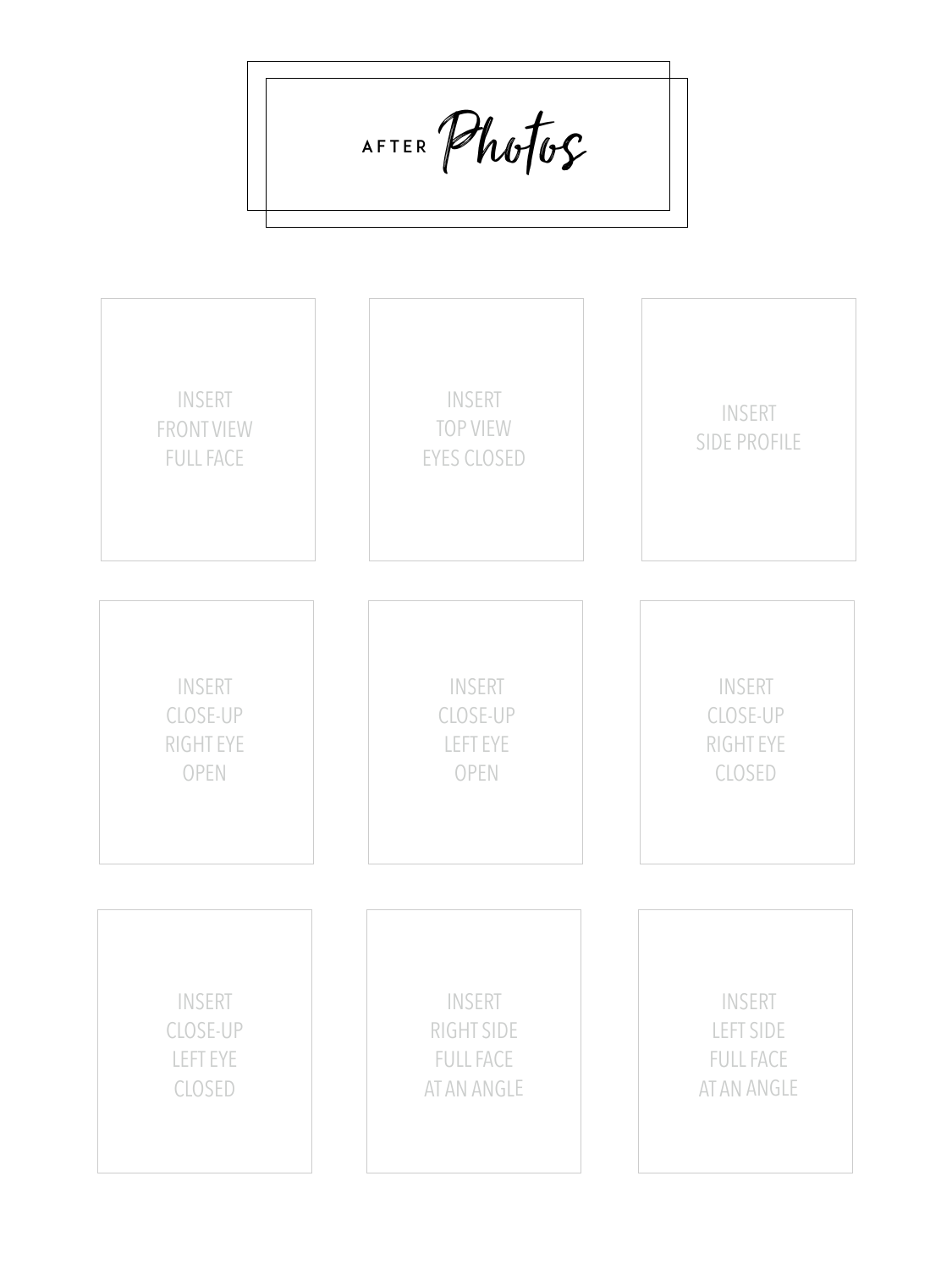# AFTER Photos

INSERT
FRONT VIEW
FULL FACE

INSERT
TOP VIEW
EYES CLOSED

INSERT
SIDE PROFILE

INSERT
CLOSE-UP
RIGHT EYE
OPEN

INSERT
CLOSE-UP
LEFT EYE
OPEN

INSERT
CLOSE-UP
RIGHT EYE
CLOSED

INSERT
CLOSE-UP
LEFT EYE
CLOSED

INSERT
RIGHT SIDE
FULL FACE
AT AN ANGLE

INSERT
LEFT SIDE
FULL FACE
AT AN ANGLE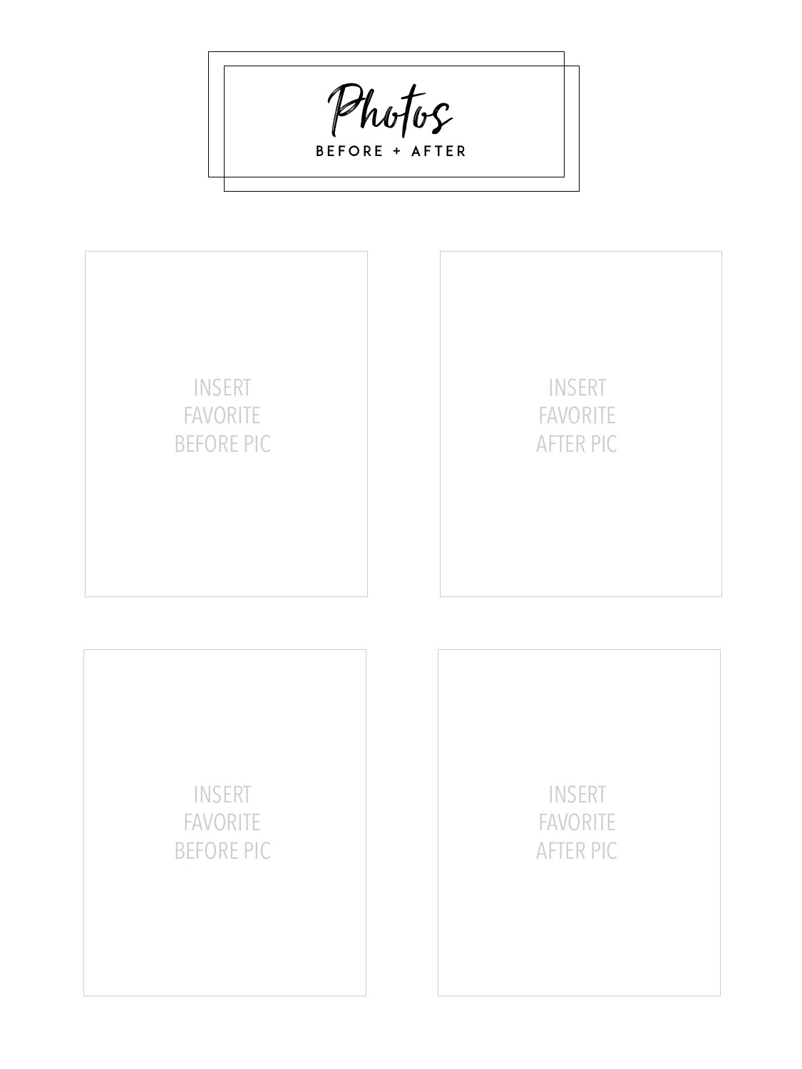# Photos

BEFORE + AFTER

INSERT FAVORITE BEFORE PIC

INSERT FAVORITE AFTER PIC

INSERT FAVORITE BEFORE PIC

INSERT FAVORITE AFTER PIC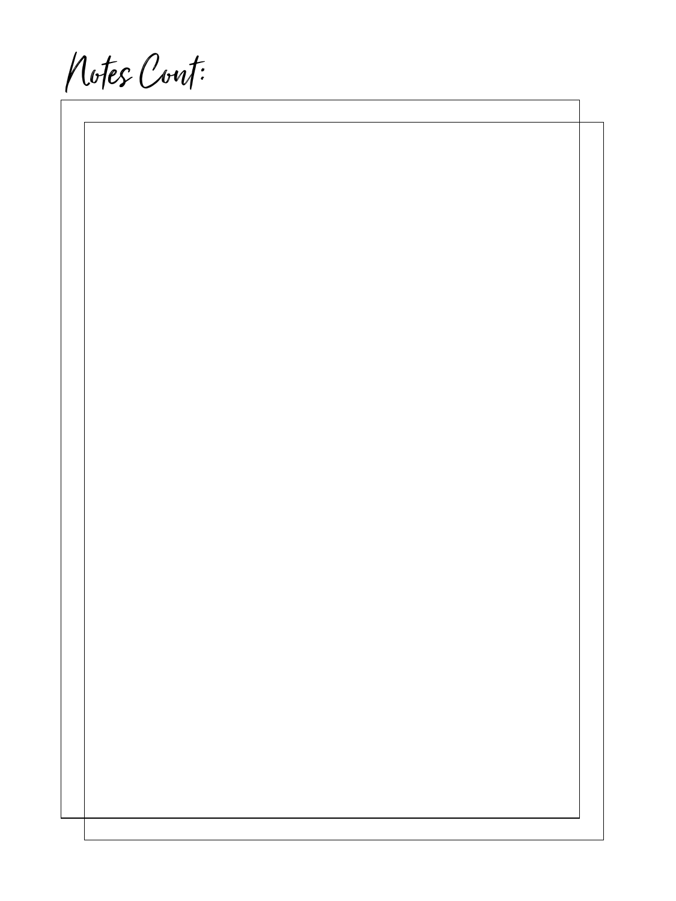# Notes Cont: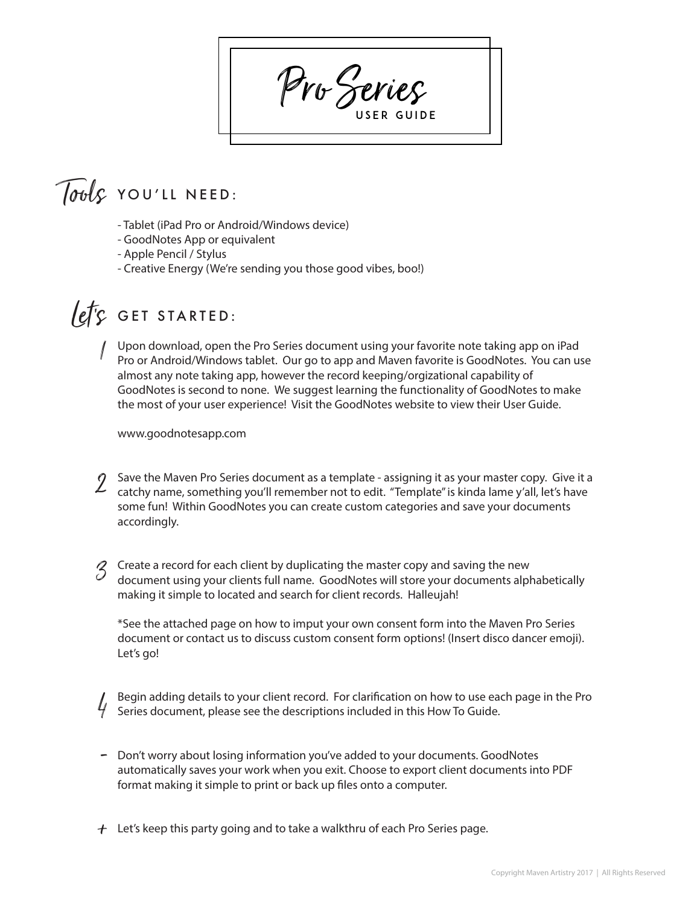# Pro Series
### USER GUIDE

## Tools YOU'LL NEED:

- Tablet (iPad Pro or Android/Windows device)
- GoodNotes App or equivalent
- Apple Pencil / Stylus
- Creative Energy (We're sending you those good vibes, boo!)

## Let's GET STARTED:

1. Upon download, open the Pro Series document using your favorite note taking app on iPad Pro or Android/Windows tablet. Our go to app and Maven favorite is GoodNotes. You can use almost any note taking app, however the record keeping/orgizational capability of GoodNotes is second to none. We suggest learning the functionality of GoodNotes to make the most of your user experience! Visit the GoodNotes website to view their User Guide.

   www.goodnotesapp.com

2. Save the Maven Pro Series document as a template - assigning it as your master copy. Give it a catchy name, something you'll remember not to edit. "Template" is kinda lame y'all, let's have some fun! Within GoodNotes you can create custom categories and save your documents accordingly.

3. Create a record for each client by duplicating the master copy and saving the new document using your clients full name. GoodNotes will store your documents alphabetically making it simple to located and search for client records. Halleujah!

   *See the attached page on how to imput your own consent form into the Maven Pro Series document or contact us to discuss custom consent form options! (Insert disco dancer emoji). Let's go!

4. Begin adding details to your client record. For clarification on how to use each page in the Pro Series document, please see the descriptions included in this How To Guide.

- Don't worry about losing information you've added to your documents. GoodNotes automatically saves your work when you exit. Choose to export client documents into PDF format making it simple to print or back up files onto a computer.

+ Let's keep this party going and to take a walkthru of each Pro Series page.

Copyright Maven Artistry 2017 | All Rights Reserved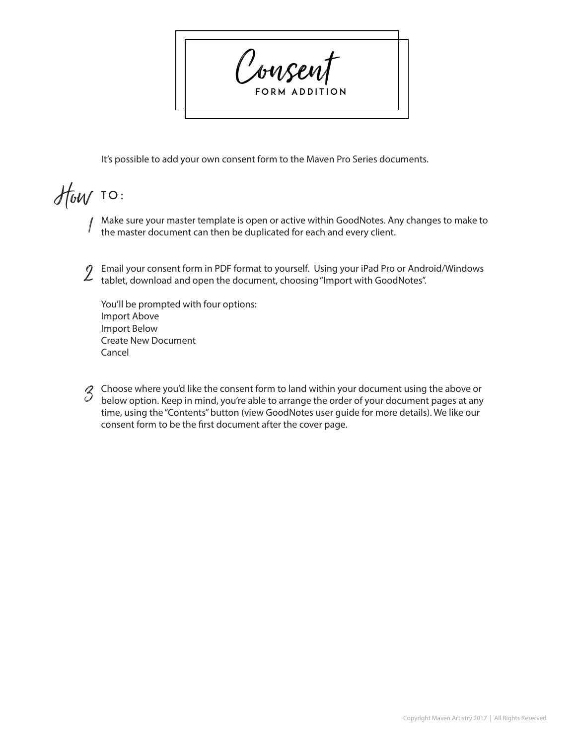# Consent

## FORM ADDITION

It's possible to add your own consent form to the Maven Pro Series documents.

## How TO:

1. Make sure your master template is open or active within GoodNotes. Any changes to make to the master document can then be duplicated for each and every client.

2. Email your consent form in PDF format to yourself. Using your iPad Pro or Android/Windows tablet, download and open the document, choosing "Import with GoodNotes".

   You'll be prompted with four options:
   Import Above
   Import Below
   Create New Document
   Cancel

3. Choose where you'd like the consent form to land within your document using the above or below option. Keep in mind, you're able to arrange the order of your document pages at any time, using the "Contents" button (view GoodNotes user guide for more details). We like our consent form to be the first document after the cover page.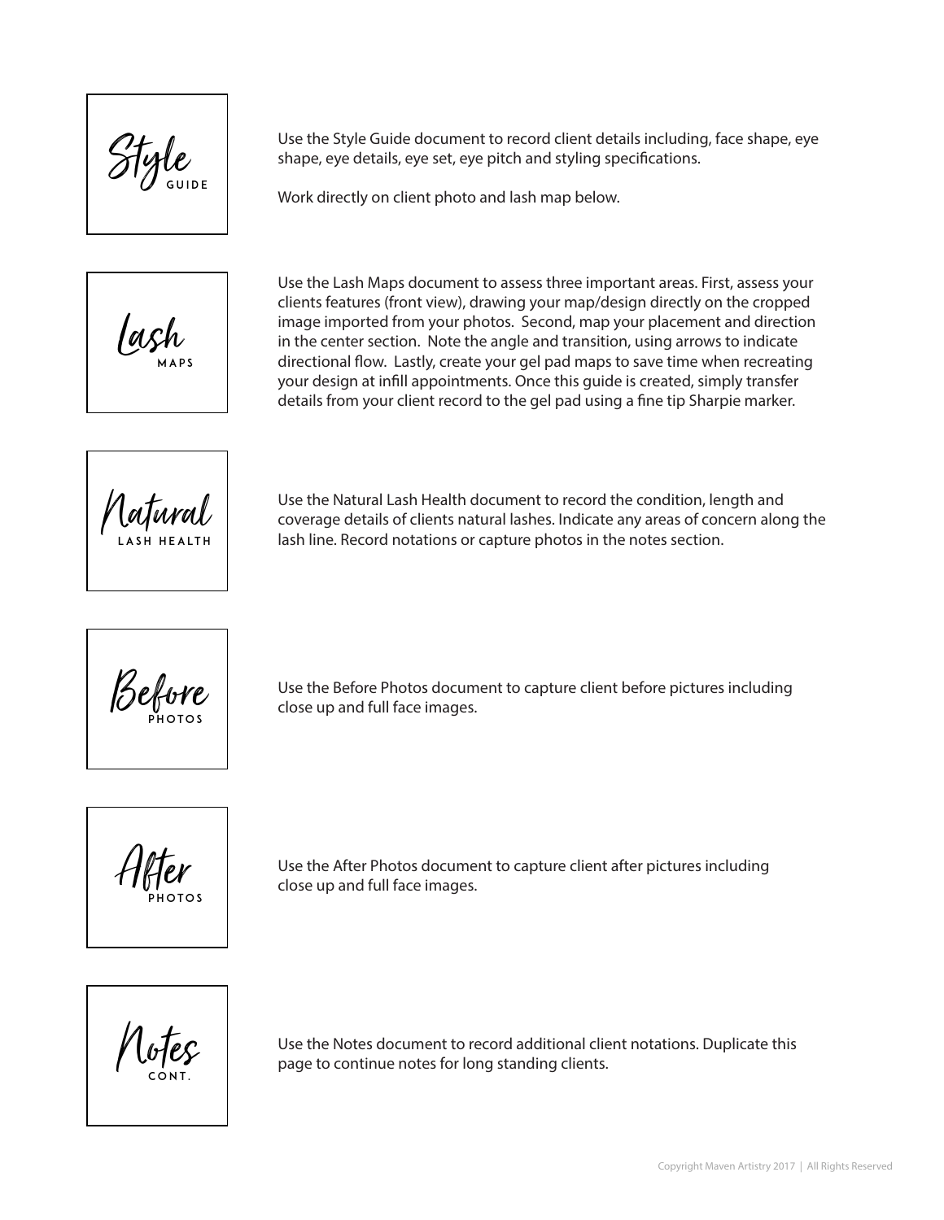## Style GUIDE

Use the Style Guide document to record client details including, face shape, eye shape, eye details, eye set, eye pitch and styling specifications.

Work directly on client photo and lash map below.

## Lash MAPS

Use the Lash Maps document to assess three important areas. First, assess your clients features (front view), drawing your map/design directly on the cropped image imported from your photos. Second, map your placement and direction in the center section. Note the angle and transition, using arrows to indicate directional flow. Lastly, create your gel pad maps to save time when recreating your design at infill appointments. Once this guide is created, simply transfer details from your client record to the gel pad using a fine tip Sharpie marker.

## Natural LASH HEALTH

Use the Natural Lash Health document to record the condition, length and coverage details of clients natural lashes. Indicate any areas of concern along the lash line. Record notations or capture photos in the notes section.

## Before PHOTOS

Use the Before Photos document to capture client before pictures including close up and full face images.

## After PHOTOS

Use the After Photos document to capture client after pictures including close up and full face images.

## Notes CONT.

Use the Notes document to record additional client notations. Duplicate this page to continue notes for long standing clients.

Copyright Maven Artistry 2017 | All Rights Reserved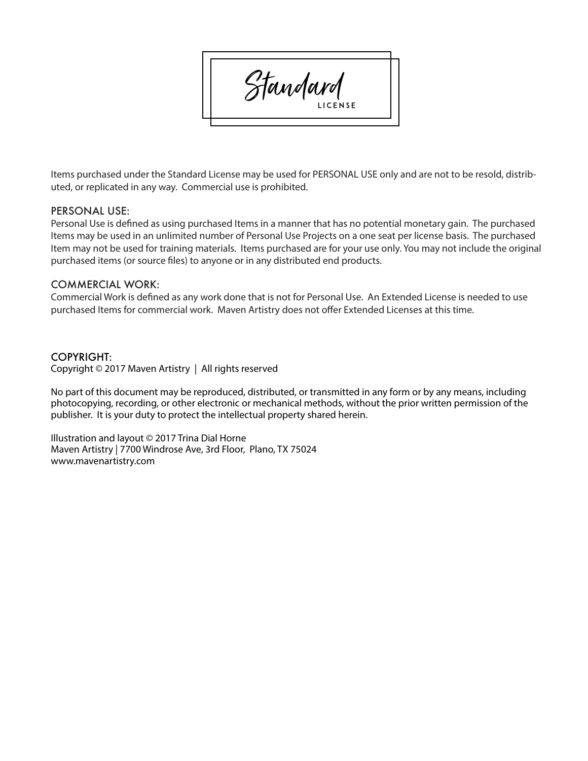# Standard LICENSE

Items purchased under the Standard License may be used for PERSONAL USE only and are not to be resold, distributed, or replicated in any way. Commercial use is prohibited.

## PERSONAL USE:

Personal Use is defined as using purchased Items in a manner that has no potential monetary gain. The purchased Items may be used in an unlimited number of Personal Use Projects on a one seat per license basis. The purchased Item may not be used for training materials. Items purchased are for your use only. You may not include the original purchased items (or source files) to anyone or in any distributed end products.

## COMMERCIAL WORK:

Commercial Work is defined as any work done that is not for Personal Use. An Extended License is needed to use purchased Items for commercial work. Maven Artistry does not offer Extended Licenses at this time.

## COPYRIGHT:

Copyright © 2017 Maven Artistry | All rights reserved

No part of this document may be reproduced, distributed, or transmitted in any form or by any means, including photocopying, recording, or other electronic or mechanical methods, without the prior written permission of the publisher. It is your duty to protect the intellectual property shared herein.

Illustration and layout © 2017 Trina Dial Horne
Maven Artistry | 7700 Windrose Ave, 3rd Floor, Plano, TX 75024
www.mavenartistry.com